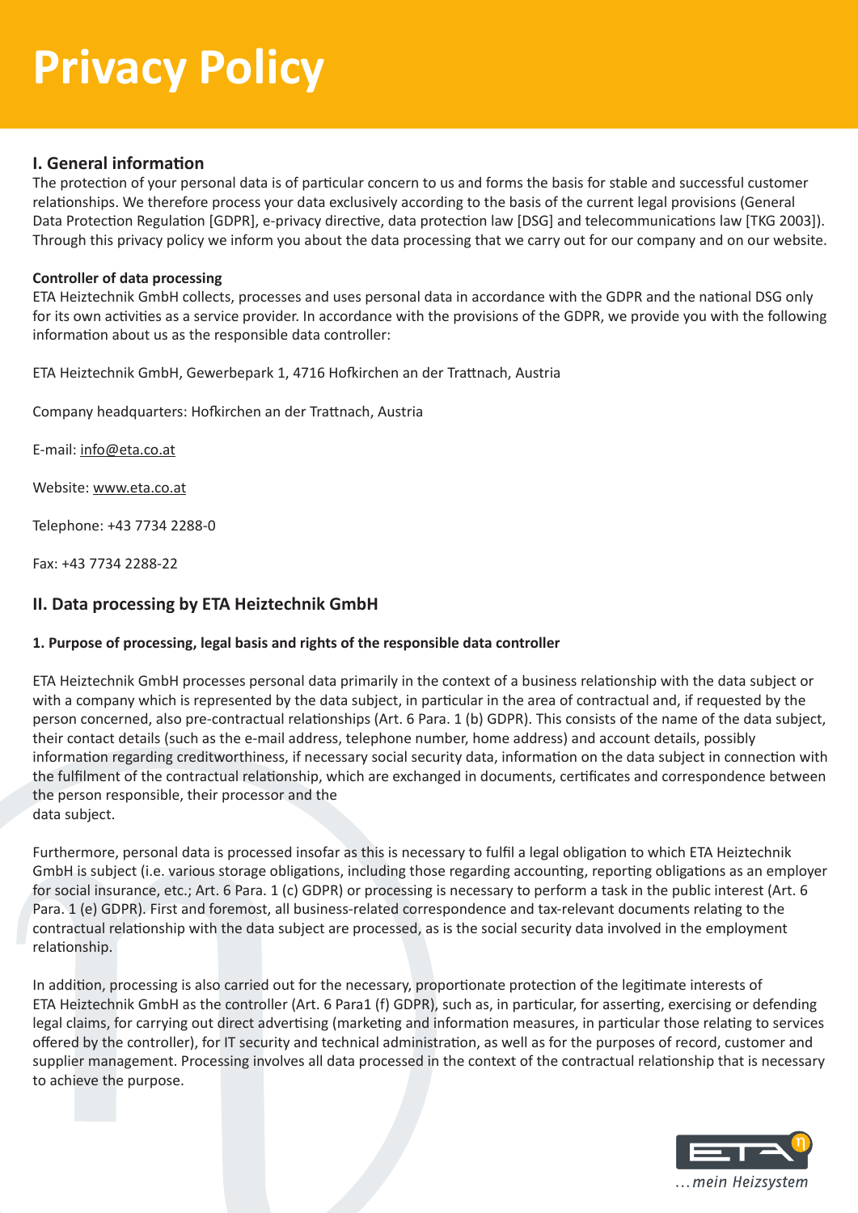# Privacy Policy

## I. General information

The protection of your personal data is of particular concern to us and forms the basis for stable and successful customer relationships. We therefore process your data exclusively according to the basis of the current legal provisions (General Data Protection Regulation [GDPR], e-privacy directive, data protection law [DSG] and telecommunications law [TKG 2003]). Through this privacy policy we inform you about the data processing that we carry out for our company and on our website.

**Controller of data processing**

ETA Heiztechnik GmbH collects, processes and uses personal data in accordance with the GDPR and the national DSG only for its own activities as a service provider. In accordance with the provisions of the GDPR, we provide you with the following information about us as the responsible data controller:

ETA Heiztechnik GmbH, Gewerbepark 1, 4716 Hofkirchen an der Trattnach, Austria

Company headquarters: Hofkirchen an der Trattnach, Austria

E-mail: info@eta.co.at

Website: www.eta.co.at

Telephone: +43 7734 2288-0

Fax: +43 7734 2288-22

## II. Data processing by ETA Heiztechnik GmbH

**1. Purpose of processing, legal basis and rights of the responsible data controller**

ETA Heiztechnik GmbH processes personal data primarily in the context of a business relationship with the data subject or with a company which is represented by the data subject, in particular in the area of contractual and, if requested by the person concerned, also pre-contractual relationships (Art. 6 Para. 1 (b) GDPR). This consists of the name of the data subject, their contact details (such as the e-mail address, telephone number, home address) and account details, possibly information regarding creditworthiness, if necessary social security data, information on the data subject in connection with the fulfilment of the contractual relationship, which are exchanged in documents, certificates and correspondence between the person responsible, their processor and the data subject.

Furthermore, personal data is processed insofar as this is necessary to fulfil a legal obligation to which ETA Heiztechnik GmbH is subject (i.e. various storage obligations, including those regarding accounting, reporting obligations as an employer for social insurance, etc.; Art. 6 Para. 1 (c) GDPR) or processing is necessary to perform a task in the public interest (Art. 6 Para. 1 (e) GDPR). First and foremost, all business-related correspondence and tax-relevant documents relating to the contractual relationship with the data subject are processed, as is the social security data involved in the employment relationship.

In addition, processing is also carried out for the necessary, proportionate protection of the legitimate interests of ETA Heiztechnik GmbH as the controller (Art. 6 Para1 (f) GDPR), such as, in particular, for asserting, exercising or defending legal claims, for carrying out direct advertising (marketing and information measures, in particular those relating to services offered by the controller), for IT security and technical administration, as well as for the purposes of record, customer and supplier management. Processing involves all data processed in the context of the contractual relationship that is necessary to achieve the purpose.

...mein Heizsystem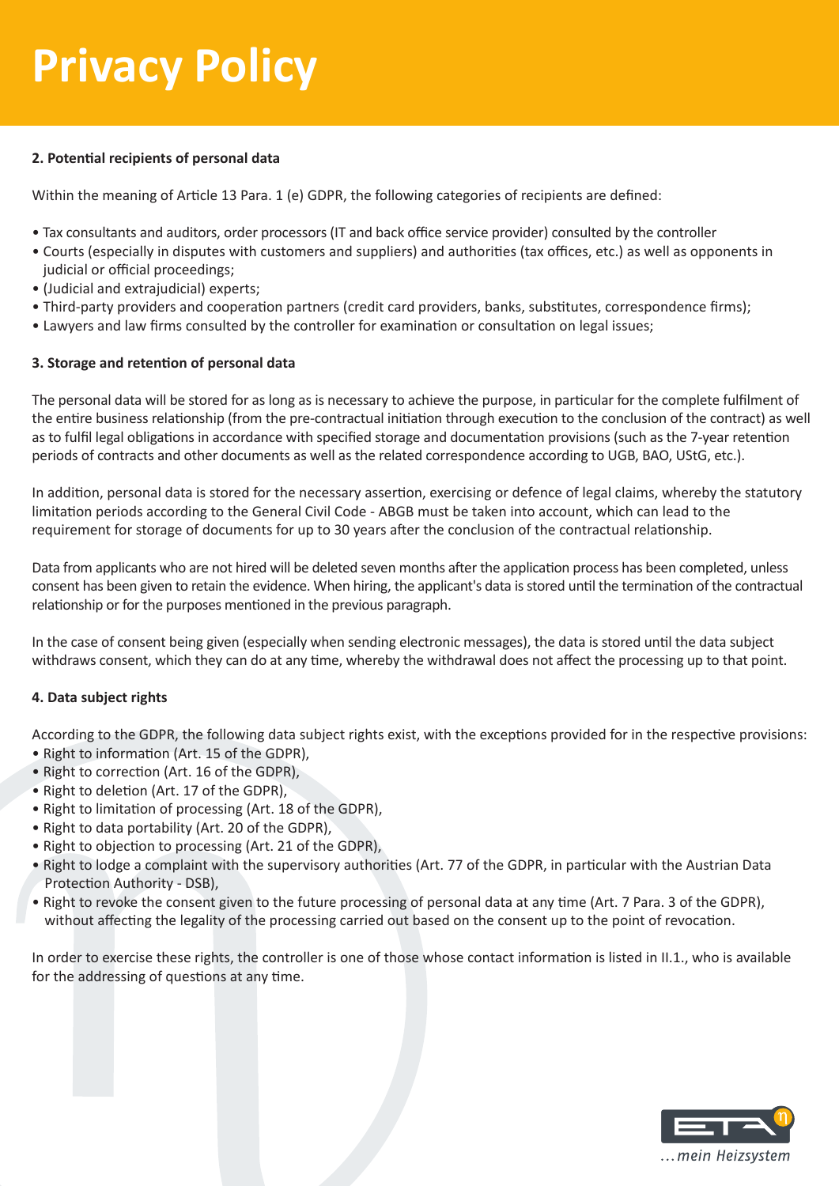# Privacy Policy

**2. Potential recipients of personal data**

Within the meaning of Article 13 Para. 1 (e) GDPR, the following categories of recipients are defined:

- Tax consultants and auditors, order processors (IT and back office service provider) consulted by the controller
- Courts (especially in disputes with customers and suppliers) and authorities (tax offices, etc.) as well as opponents in judicial or official proceedings;
- (Judicial and extrajudicial) experts;
- Third-party providers and cooperation partners (credit card providers, banks, substitutes, correspondence firms);
- Lawyers and law firms consulted by the controller for examination or consultation on legal issues;

**3. Storage and retention of personal data**

The personal data will be stored for as long as is necessary to achieve the purpose, in particular for the complete fulfilment of the entire business relationship (from the pre-contractual initiation through execution to the conclusion of the contract) as well as to fulfil legal obligations in accordance with specified storage and documentation provisions (such as the 7-year retention periods of contracts and other documents as well as the related correspondence according to UGB, BAO, UStG, etc.).

In addition, personal data is stored for the necessary assertion, exercising or defence of legal claims, whereby the statutory limitation periods according to the General Civil Code - ABGB must be taken into account, which can lead to the requirement for storage of documents for up to 30 years after the conclusion of the contractual relationship.

Data from applicants who are not hired will be deleted seven months after the application process has been completed, unless consent has been given to retain the evidence. When hiring, the applicant's data is stored until the termination of the contractual relationship or for the purposes mentioned in the previous paragraph.

In the case of consent being given (especially when sending electronic messages), the data is stored until the data subject withdraws consent, which they can do at any time, whereby the withdrawal does not affect the processing up to that point.

**4. Data subject rights**

According to the GDPR, the following data subject rights exist, with the exceptions provided for in the respective provisions:

- Right to information (Art. 15 of the GDPR),
- Right to correction (Art. 16 of the GDPR),
- Right to deletion (Art. 17 of the GDPR),
- Right to limitation of processing (Art. 18 of the GDPR),
- Right to data portability (Art. 20 of the GDPR),
- Right to objection to processing (Art. 21 of the GDPR),
- Right to lodge a complaint with the supervisory authorities (Art. 77 of the GDPR, in particular with the Austrian Data Protection Authority - DSB),
- Right to revoke the consent given to the future processing of personal data at any time (Art. 7 Para. 3 of the GDPR), without affecting the legality of the processing carried out based on the consent up to the point of revocation.

In order to exercise these rights, the controller is one of those whose contact information is listed in II.1., who is available for the addressing of questions at any time.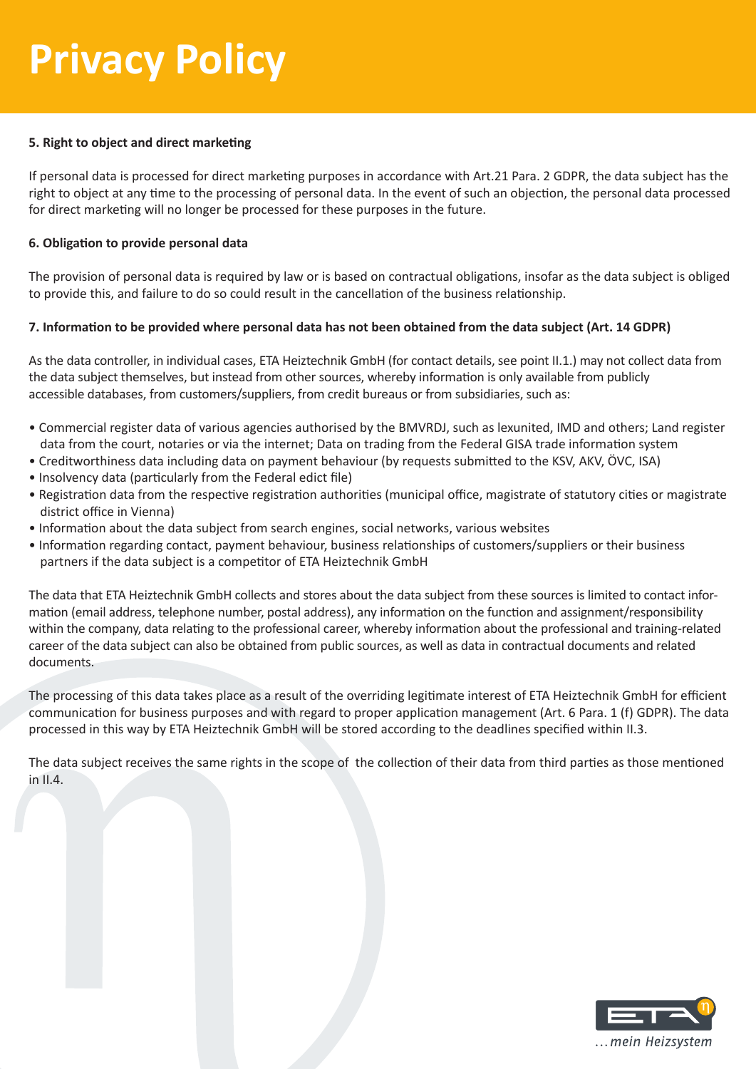# Privacy Policy

**5. Right to object and direct marketing**

If personal data is processed for direct marketing purposes in accordance with Art.21 Para. 2 GDPR, the data subject has the right to object at any time to the processing of personal data. In the event of such an objection, the personal data processed for direct marketing will no longer be processed for these purposes in the future.

**6. Obligation to provide personal data**

The provision of personal data is required by law or is based on contractual obligations, insofar as the data subject is obliged to provide this, and failure to do so could result in the cancellation of the business relationship.

**7. Information to be provided where personal data has not been obtained from the data subject (Art. 14 GDPR)**

As the data controller, in individual cases, ETA Heiztechnik GmbH (for contact details, see point II.1.) may not collect data from the data subject themselves, but instead from other sources, whereby information is only available from publicly accessible databases, from customers/suppliers, from credit bureaus or from subsidiaries, such as:

- Commercial register data of various agencies authorised by the BMVRDJ, such as lexunited, IMD and others; Land register data from the court, notaries or via the internet; Data on trading from the Federal GISA trade information system
- Creditworthiness data including data on payment behaviour (by requests submitted to the KSV, AKV, ÖVC, ISA)
- Insolvency data (particularly from the Federal edict file)
- Registration data from the respective registration authorities (municipal office, magistrate of statutory cities or magistrate district office in Vienna)
- Information about the data subject from search engines, social networks, various websites
- Information regarding contact, payment behaviour, business relationships of customers/suppliers or their business partners if the data subject is a competitor of ETA Heiztechnik GmbH

The data that ETA Heiztechnik GmbH collects and stores about the data subject from these sources is limited to contact information (email address, telephone number, postal address), any information on the function and assignment/responsibility within the company, data relating to the professional career, whereby information about the professional and training-related career of the data subject can also be obtained from public sources, as well as data in contractual documents and related documents.

The processing of this data takes place as a result of the overriding legitimate interest of ETA Heiztechnik GmbH for efficient communication for business purposes and with regard to proper application management (Art. 6 Para. 1 (f) GDPR). The data processed in this way by ETA Heiztechnik GmbH will be stored according to the deadlines specified within II.3.

The data subject receives the same rights in the scope of the collection of their data from third parties as those mentioned in II.4.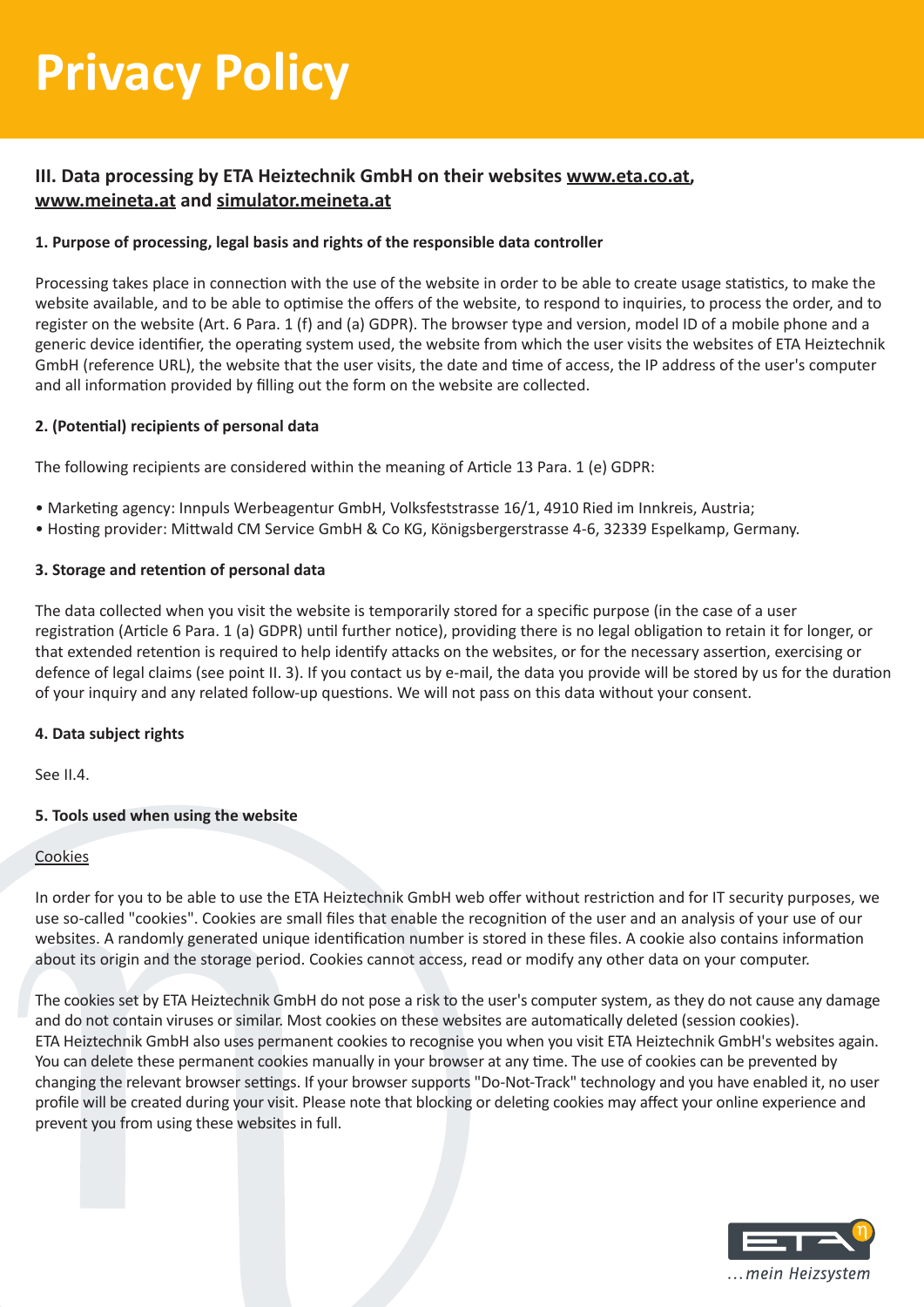# Privacy Policy

## III. Data processing by ETA Heiztechnik GmbH on their websites www.eta.co.at, www.meineta.at and simulator.meineta.at

### 1. Purpose of processing, legal basis and rights of the responsible data controller

Processing takes place in connection with the use of the website in order to be able to create usage statistics, to make the website available, and to be able to optimise the offers of the website, to respond to inquiries, to process the order, and to register on the website (Art. 6 Para. 1 (f) and (a) GDPR). The browser type and version, model ID of a mobile phone and a generic device identifier, the operating system used, the website from which the user visits the websites of ETA Heiztechnik GmbH (reference URL), the website that the user visits, the date and time of access, the IP address of the user's computer and all information provided by filling out the form on the website are collected.

### 2. (Potential) recipients of personal data

The following recipients are considered within the meaning of Article 13 Para. 1 (e) GDPR:

- Marketing agency: Innpuls Werbeagentur GmbH, Volksfeststrasse 16/1, 4910 Ried im Innkreis, Austria;
- Hosting provider: Mittwald CM Service GmbH & Co KG, Königsbergerstrasse 4-6, 32339 Espelkamp, Germany.

### 3. Storage and retention of personal data

The data collected when you visit the website is temporarily stored for a specific purpose (in the case of a user registration (Article 6 Para. 1 (a) GDPR) until further notice), providing there is no legal obligation to retain it for longer, or that extended retention is required to help identify attacks on the websites, or for the necessary assertion, exercising or defence of legal claims (see point II. 3). If you contact us by e-mail, the data you provide will be stored by us for the duration of your inquiry and any related follow-up questions. We will not pass on this data without your consent.

### 4. Data subject rights

See II.4.

### 5. Tools used when using the website

Cookies

In order for you to be able to use the ETA Heiztechnik GmbH web offer without restriction and for IT security purposes, we use so-called "cookies". Cookies are small files that enable the recognition of the user and an analysis of your use of our websites. A randomly generated unique identification number is stored in these files. A cookie also contains information about its origin and the storage period. Cookies cannot access, read or modify any other data on your computer.

The cookies set by ETA Heiztechnik GmbH do not pose a risk to the user's computer system, as they do not cause any damage and do not contain viruses or similar. Most cookies on these websites are automatically deleted (session cookies). ETA Heiztechnik GmbH also uses permanent cookies to recognise you when you visit ETA Heiztechnik GmbH's websites again. You can delete these permanent cookies manually in your browser at any time. The use of cookies can be prevented by changing the relevant browser settings. If your browser supports "Do-Not-Track" technology and you have enabled it, no user profile will be created during your visit. Please note that blocking or deleting cookies may affect your online experience and prevent you from using these websites in full.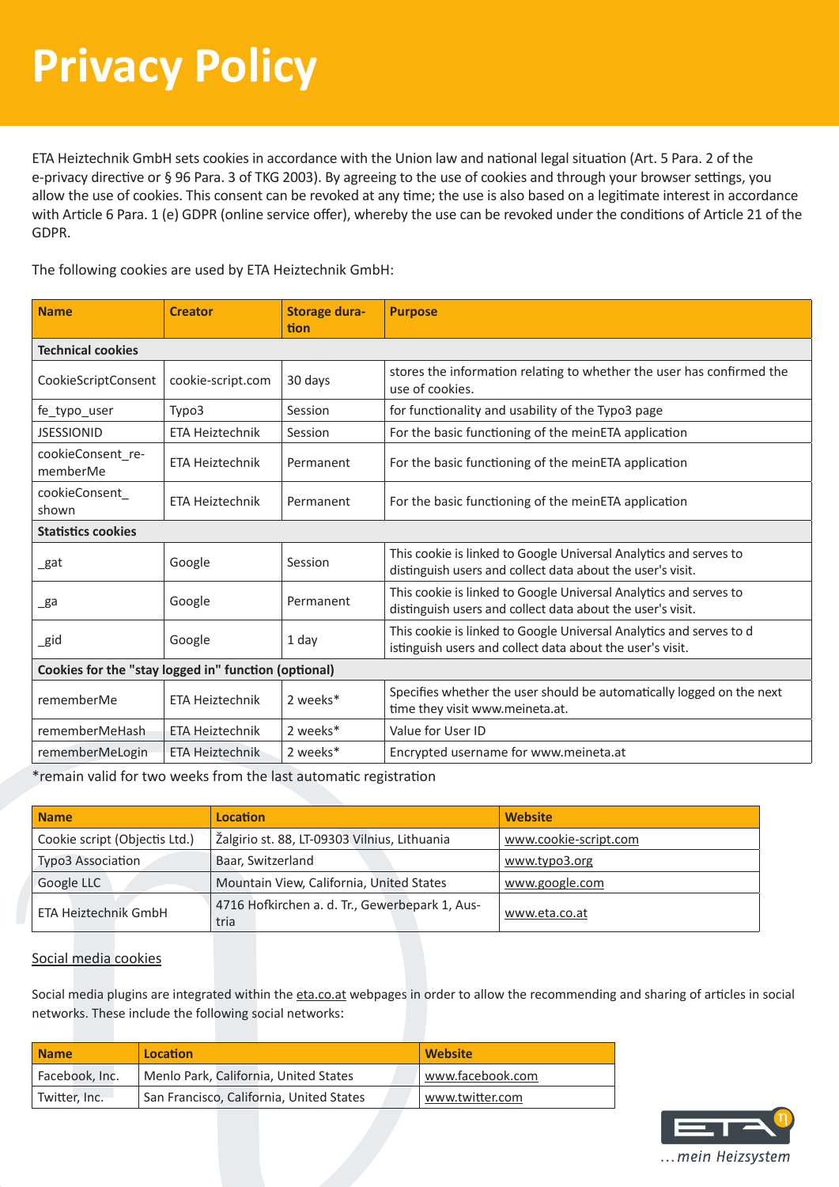# Privacy Policy

ETA Heiztechnik GmbH sets cookies in accordance with the Union law and national legal situation (Art. 5 Para. 2 of the e-privacy directive or § 96 Para. 3 of TKG 2003). By agreeing to the use of cookies and through your browser settings, you allow the use of cookies. This consent can be revoked at any time; the use is also based on a legitimate interest in accordance with Article 6 Para. 1 (e) GDPR (online service offer), whereby the use can be revoked under the conditions of Article 21 of the GDPR.

The following cookies are used by ETA Heiztechnik GmbH:

| Name | Creator | Storage duration | Purpose |
|---|---|---|---|
| **Technical cookies** | | | |
| CookieScriptConsent | cookie-script.com | 30 days | stores the information relating to whether the user has confirmed the use of cookies. |
| fe_typo_user | Typo3 | Session | for functionality and usability of the Typo3 page |
| JSESSIONID | ETA Heiztechnik | Session | For the basic functioning of the meinETA application |
| cookieConsent_rememberMe | ETA Heiztechnik | Permanent | For the basic functioning of the meinETA application |
| cookieConsent_shown | ETA Heiztechnik | Permanent | For the basic functioning of the meinETA application |
| **Statistics cookies** | | | |
| _gat | Google | Session | This cookie is linked to Google Universal Analytics and serves to distinguish users and collect data about the user's visit. |
| _ga | Google | Permanent | This cookie is linked to Google Universal Analytics and serves to distinguish users and collect data about the user's visit. |
| _gid | Google | 1 day | This cookie is linked to Google Universal Analytics and serves to d istinguish users and collect data about the user's visit. |
| **Cookies for the "stay logged in" function (optional)** | | | |
| rememberMe | ETA Heiztechnik | 2 weeks* | Specifies whether the user should be automatically logged on the next time they visit www.meineta.at. |
| rememberMeHash | ETA Heiztechnik | 2 weeks* | Value for User ID |
| rememberMeLogin | ETA Heiztechnik | 2 weeks* | Encrypted username for www.meineta.at |

*remain valid for two weeks from the last automatic registration

| Name | Location | Website |
|---|---|---|
| Cookie script (Objectis Ltd.) | Žalgirio st. 88, LT-09303 Vilnius, Lithuania | www.cookie-script.com |
| Typo3 Association | Baar, Switzerland | www.typo3.org |
| Google LLC | Mountain View, California, United States | www.google.com |
| ETA Heiztechnik GmbH | 4716 Hofkirchen a. d. Tr., Gewerbepark 1, Austria | www.eta.co.at |

Social media cookies

Social media plugins are integrated within the eta.co.at webpages in order to allow the recommending and sharing of articles in social networks. These include the following social networks:

| Name | Location | Website |
|---|---|---|
| Facebook, Inc. | Menlo Park, California, United States | www.facebook.com |
| Twitter, Inc. | San Francisco, California, United States | www.twitter.com |

…mein Heizsystem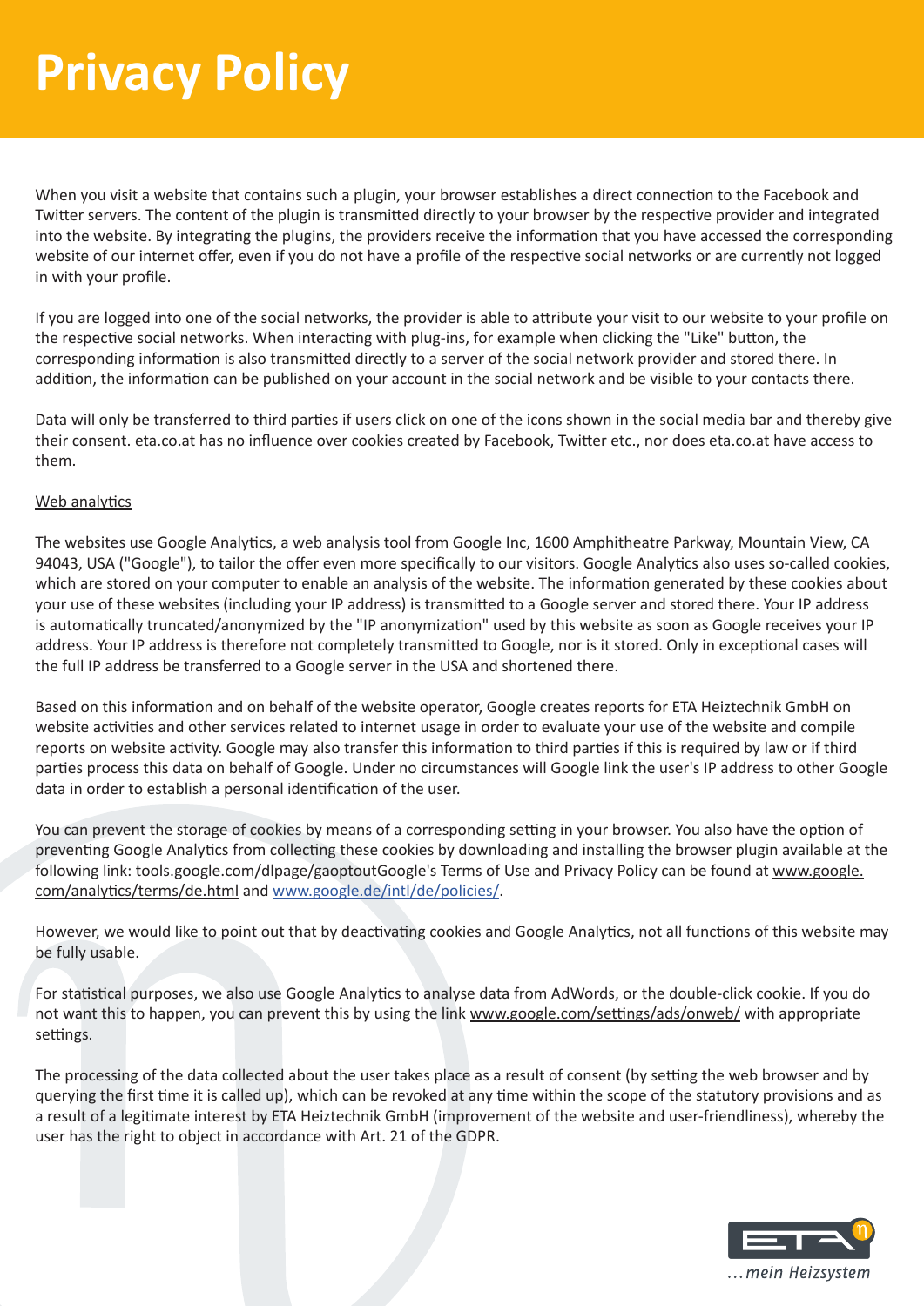When you visit a website that contains such a plugin, your browser establishes a direct connection to the Facebook and Twitter servers. The content of the plugin is transmitted directly to your browser by the respective provider and integrated into the website. By integrating the plugins, the providers receive the information that you have accessed the corresponding website of our internet offer, even if you do not have a profile of the respective social networks or are currently not logged in with your profile.

If you are logged into one of the social networks, the provider is able to attribute your visit to our website to your profile on the respective social networks. When interacting with plug-ins, for example when clicking the "Like" button, the corresponding information is also transmitted directly to a server of the social network provider and stored there. In addition, the information can be published on your account in the social network and be visible to your contacts there.

Data will only be transferred to third parties if users click on one of the icons shown in the social media bar and thereby give their consent. eta.co.at has no influence over cookies created by Facebook, Twitter etc., nor does eta.co.at have access to them.

Web analytics

The websites use Google Analytics, a web analysis tool from Google Inc, 1600 Amphitheatre Parkway, Mountain View, CA 94043, USA ("Google"), to tailor the offer even more specifically to our visitors. Google Analytics also uses so-called cookies, which are stored on your computer to enable an analysis of the website. The information generated by these cookies about your use of these websites (including your IP address) is transmitted to a Google server and stored there. Your IP address is automatically truncated/anonymized by the "IP anonymization" used by this website as soon as Google receives your IP address. Your IP address is therefore not completely transmitted to Google, nor is it stored. Only in exceptional cases will the full IP address be transferred to a Google server in the USA and shortened there.

Based on this information and on behalf of the website operator, Google creates reports for ETA Heiztechnik GmbH on website activities and other services related to internet usage in order to evaluate your use of the website and compile reports on website activity. Google may also transfer this information to third parties if this is required by law or if third parties process this data on behalf of Google. Under no circumstances will Google link the user's IP address to other Google data in order to establish a personal identification of the user.

You can prevent the storage of cookies by means of a corresponding setting in your browser. You also have the option of preventing Google Analytics from collecting these cookies by downloading and installing the browser plugin available at the following link: tools.google.com/dlpage/gaoptoutGoogle's Terms of Use and Privacy Policy can be found at www.google.com/analytics/terms/de.html and www.google.de/intl/de/policies/.

However, we would like to point out that by deactivating cookies and Google Analytics, not all functions of this website may be fully usable.

For statistical purposes, we also use Google Analytics to analyse data from AdWords, or the double-click cookie. If you do not want this to happen, you can prevent this by using the link www.google.com/settings/ads/onweb/ with appropriate settings.

The processing of the data collected about the user takes place as a result of consent (by setting the web browser and by querying the first time it is called up), which can be revoked at any time within the scope of the statutory provisions and as a result of a legitimate interest by ETA Heiztechnik GmbH (improvement of the website and user-friendliness), whereby the user has the right to object in accordance with Art. 21 of the GDPR.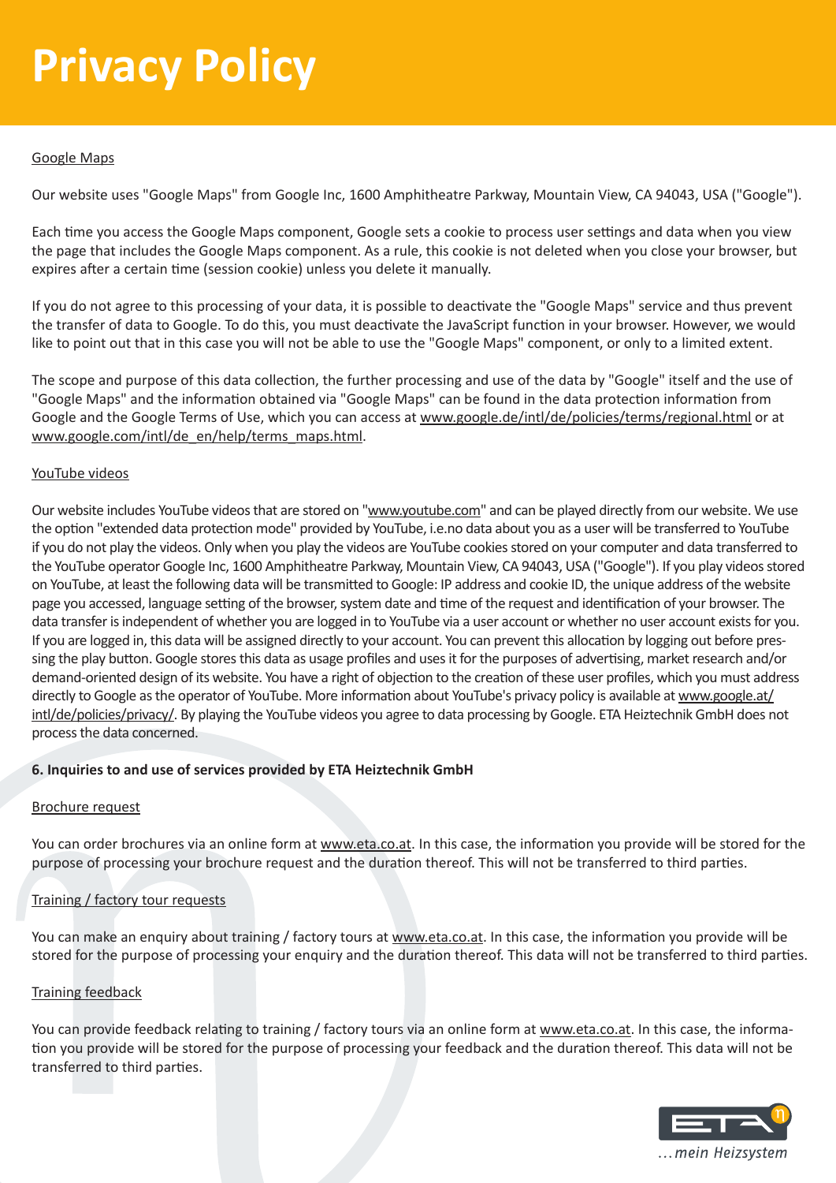# Privacy Policy

Google Maps

Our website uses "Google Maps" from Google Inc, 1600 Amphitheatre Parkway, Mountain View, CA 94043, USA ("Google").

Each time you access the Google Maps component, Google sets a cookie to process user settings and data when you view the page that includes the Google Maps component. As a rule, this cookie is not deleted when you close your browser, but expires after a certain time (session cookie) unless you delete it manually.

If you do not agree to this processing of your data, it is possible to deactivate the "Google Maps" service and thus prevent the transfer of data to Google. To do this, you must deactivate the JavaScript function in your browser. However, we would like to point out that in this case you will not be able to use the "Google Maps" component, or only to a limited extent.

The scope and purpose of this data collection, the further processing and use of the data by "Google" itself and the use of "Google Maps" and the information obtained via "Google Maps" can be found in the data protection information from Google and the Google Terms of Use, which you can access at www.google.de/intl/de/policies/terms/regional.html or at www.google.com/intl/de_en/help/terms_maps.html.

YouTube videos

Our website includes YouTube videos that are stored on "www.youtube.com" and can be played directly from our website. We use the option "extended data protection mode" provided by YouTube, i.e.no data about you as a user will be transferred to YouTube if you do not play the videos. Only when you play the videos are YouTube cookies stored on your computer and data transferred to the YouTube operator Google Inc, 1600 Amphitheatre Parkway, Mountain View, CA 94043, USA ("Google"). If you play videos stored on YouTube, at least the following data will be transmitted to Google: IP address and cookie ID, the unique address of the website page you accessed, language setting of the browser, system date and time of the request and identification of your browser. The data transfer is independent of whether you are logged in to YouTube via a user account or whether no user account exists for you. If you are logged in, this data will be assigned directly to your account. You can prevent this allocation by logging out before pressing the play button. Google stores this data as usage profiles and uses it for the purposes of advertising, market research and/or demand-oriented design of its website. You have a right of objection to the creation of these user profiles, which you must address directly to Google as the operator of YouTube. More information about YouTube's privacy policy is available at www.google.at/intl/de/policies/privacy/. By playing the YouTube videos you agree to data processing by Google. ETA Heiztechnik GmbH does not process the data concerned.

**6. Inquiries to and use of services provided by ETA Heiztechnik GmbH**

Brochure request

You can order brochures via an online form at www.eta.co.at. In this case, the information you provide will be stored for the purpose of processing your brochure request and the duration thereof. This will not be transferred to third parties.

Training / factory tour requests

You can make an enquiry about training / factory tours at www.eta.co.at. In this case, the information you provide will be stored for the purpose of processing your enquiry and the duration thereof. This data will not be transferred to third parties.

Training feedback

You can provide feedback relating to training / factory tours via an online form at www.eta.co.at. In this case, the information you provide will be stored for the purpose of processing your feedback and the duration thereof. This data will not be transferred to third parties.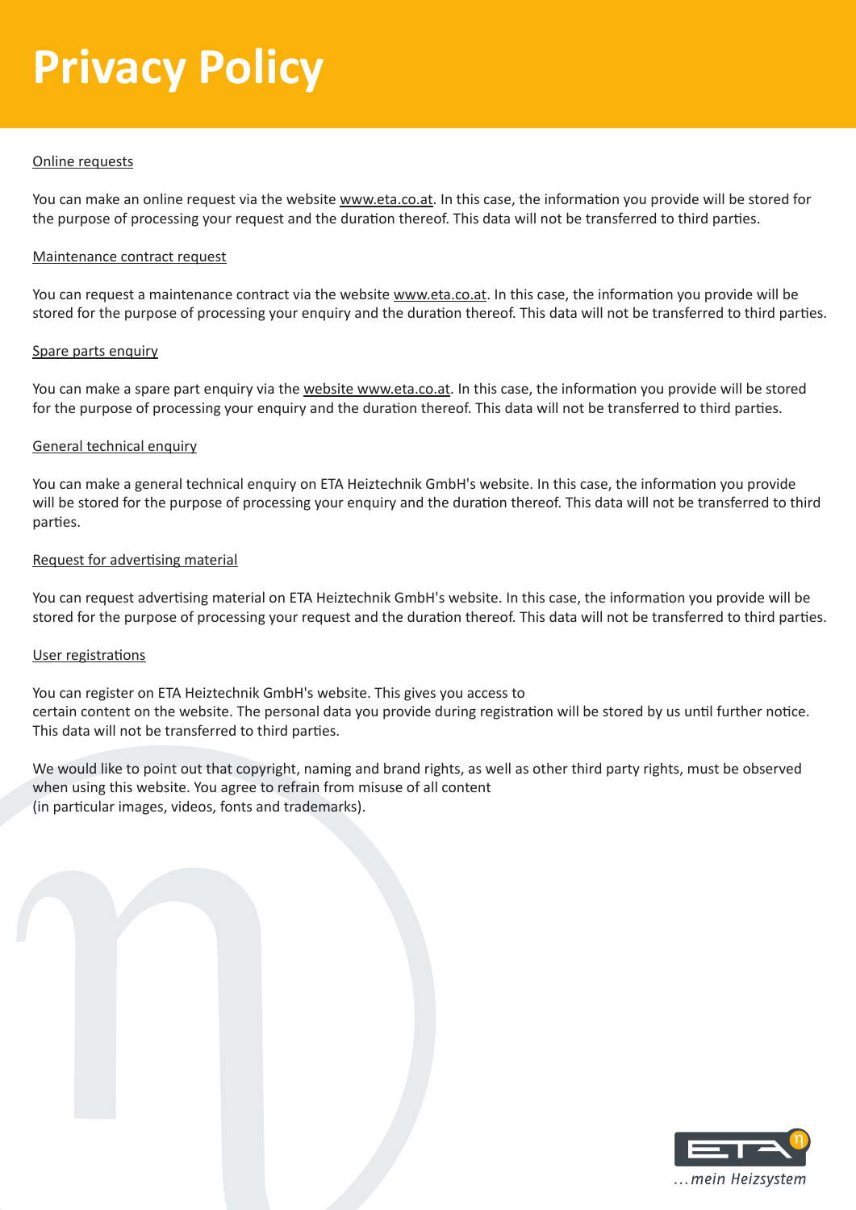# Privacy Policy

Online requests

You can make an online request via the website www.eta.co.at. In this case, the information you provide will be stored for the purpose of processing your request and the duration thereof. This data will not be transferred to third parties.

Maintenance contract request

You can request a maintenance contract via the website www.eta.co.at. In this case, the information you provide will be stored for the purpose of processing your enquiry and the duration thereof. This data will not be transferred to third parties.

Spare parts enquiry

You can make a spare part enquiry via the website www.eta.co.at. In this case, the information you provide will be stored for the purpose of processing your enquiry and the duration thereof. This data will not be transferred to third parties.

General technical enquiry

You can make a general technical enquiry on ETA Heiztechnik GmbH's website. In this case, the information you provide will be stored for the purpose of processing your enquiry and the duration thereof. This data will not be transferred to third parties.

Request for advertising material

You can request advertising material on ETA Heiztechnik GmbH's website. In this case, the information you provide will be stored for the purpose of processing your request and the duration thereof. This data will not be transferred to third parties.

User registrations

You can register on ETA Heiztechnik GmbH's website. This gives you access to certain content on the website. The personal data you provide during registration will be stored by us until further notice. This data will not be transferred to third parties.

We would like to point out that copyright, naming and brand rights, as well as other third party rights, must be observed when using this website. You agree to refrain from misuse of all content (in particular images, videos, fonts and trademarks).

…mein Heizsystem